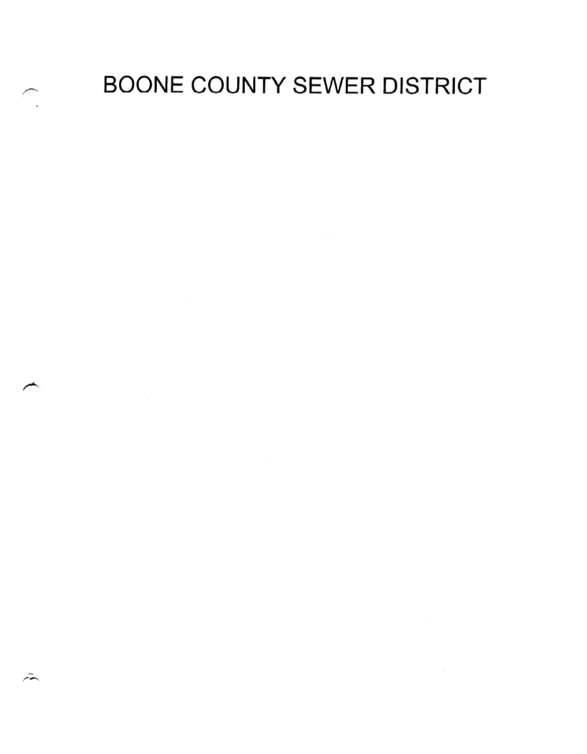# BOONE COUNTY SEWER DISTRICT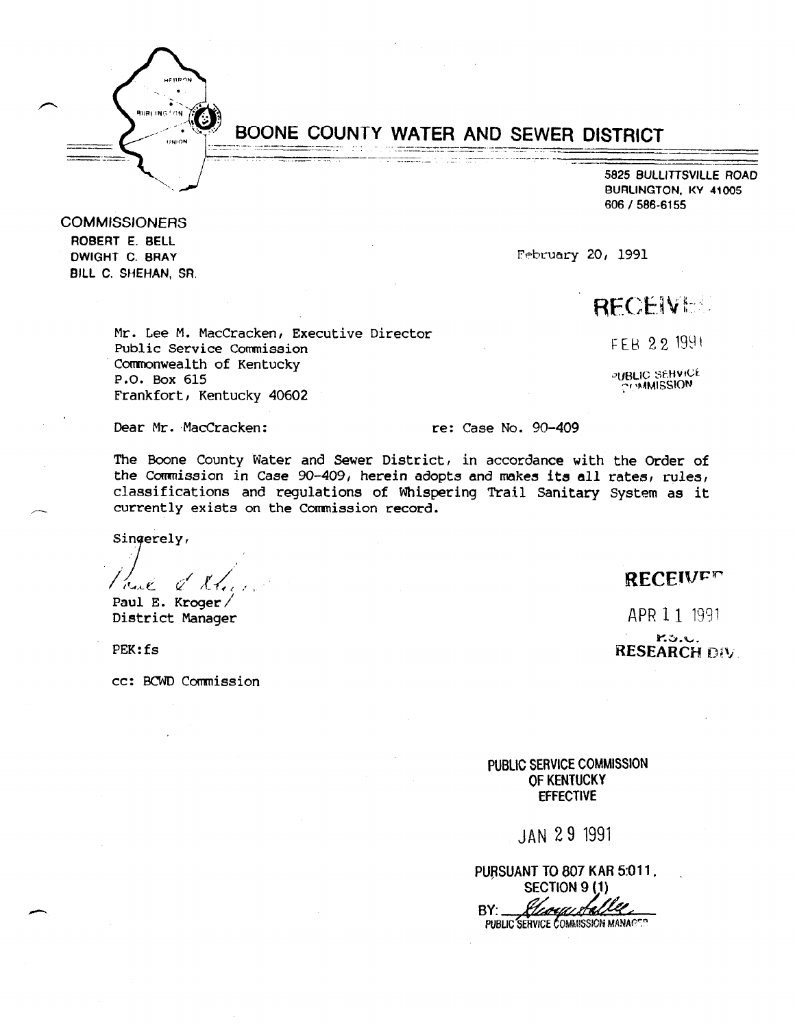# BOONE COUNTY WATER AND SEWER DISTRICT

5825 BULLITTSVILLE ROAD
BURLINGTON, KY 41005
606 / 586-6155

**COMMISSIONERS**
ROBERT E. BELL
DWIGHT C. BRAY
BILL C. SHEHAN, SR.

February 20, 1991

RECEIVED
FEB 22 1991
PUBLIC SERVICE COMMISSION

Mr. Lee M. MacCracken, Executive Director
Public Service Commission
Commonwealth of Kentucky
P.O. Box 615
Frankfort, Kentucky 40602

Dear Mr. MacCracken: re: Case No. 90-409

The Boone County Water and Sewer District, in accordance with the Order of the Commission in Case 90-409, herein adopts and makes its all rates, rules, classifications and regulations of Whispering Trail Sanitary System as it currently exists on the Commission record.

Sincerely,

Paul E. Kroger
District Manager

PEK:fs

cc: BCWD Commission

RECEIVED
APR 11 1991
P.S.C.
RESEARCH DIV.

PUBLIC SERVICE COMMISSION
OF KENTUCKY
EFFECTIVE

JAN 29 1991

PURSUANT TO 807 KAR 5:011,
SECTION 9 (1)
BY: 
PUBLIC SERVICE COMMISSION MANAGER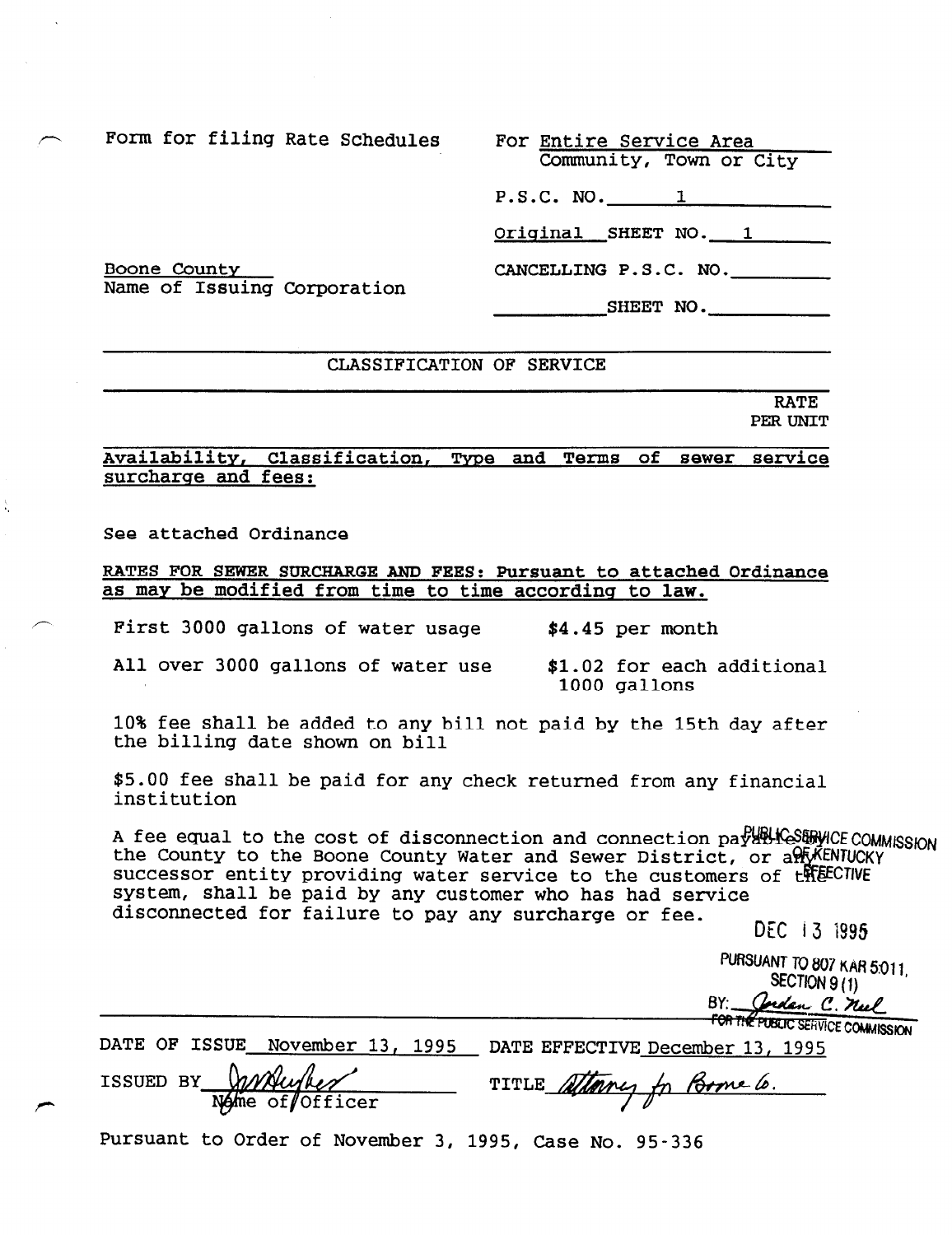Form for filing Rate Schedules

For Entire Service Area
Community, Town or City

P.S.C. NO. 1

Original SHEET NO. 1

Boone County
Name of Issuing Corporation

CANCELLING P.S.C. NO. ________

________ SHEET NO. ________

CLASSIFICATION OF SERVICE

RATE
PER UNIT

Availability, Classification, Type and Terms of sewer service surcharge and fees:

See attached Ordinance

RATES FOR SEWER SURCHARGE AND FEES: Pursuant to attached Ordinance as may be modified from time to time according to law.

| | |
|---|---|
| First 3000 gallons of water usage | $4.45 per month |
| All over 3000 gallons of water use | $1.02 for each additional 1000 gallons |

10% fee shall be added to any bill not paid by the 15th day after the billing date shown on bill

$5.00 fee shall be paid for any check returned from any financial institution

A fee equal to the cost of disconnection and connection payable by the County to the Boone County Water and Sewer District, or any successor entity providing water service to the customers of the system, shall be paid by any customer who has had service disconnected for failure to pay any surcharge or fee.

PUBLIC SERVICE COMMISSION
OF KENTUCKY
EFFECTIVE
DEC 13 1995
PURSUANT TO 807 KAR 5:011,
SECTION 9 (1)
BY: Jordan C. Neel
FOR THE PUBLIC SERVICE COMMISSION

DATE OF ISSUE November 13, 1995 DATE EFFECTIVE December 13, 1995

ISSUED BY [signature] TITLE Attorney for Boone Co.
Name of Officer

Pursuant to Order of November 3, 1995, Case No. 95-336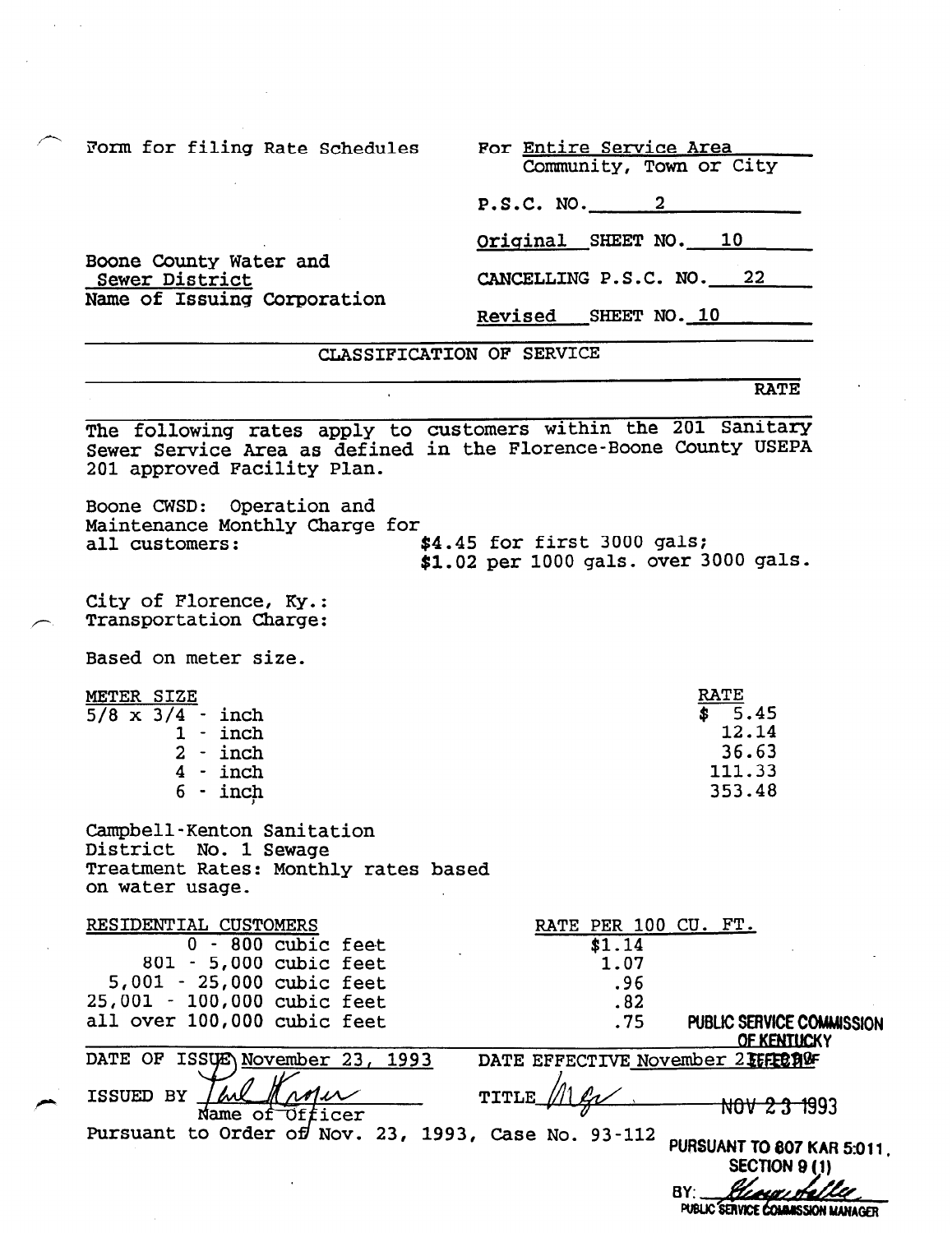Form for filing Rate Schedules

For Entire Service Area
Community, Town or City

P.S.C. NO. 2

Original SHEET NO. 10

Boone County Water and Sewer District
Name of Issuing Corporation

CANCELLING P.S.C. NO. 22

Revised SHEET NO. 10

CLASSIFICATION OF SERVICE

RATE

The following rates apply to customers within the 201 Sanitary Sewer Service Area as defined in the Florence-Boone County USEPA 201 approved Facility Plan.

Boone CWSD: Operation and Maintenance Monthly Charge for all customers: $4.45 for first 3000 gals; $1.02 per 1000 gals. over 3000 gals.

City of Florence, Ky.:
Transportation Charge:

Based on meter size.

| METER SIZE | RATE |
|---|---|
| 5/8 x 3/4 - inch | $ 5.45 |
| 1 - inch | 12.14 |
| 2 - inch | 36.63 |
| 4 - inch | 111.33 |
| 6 - inch | 353.48 |

Campbell-Kenton Sanitation District No. 1 Sewage Treatment Rates: Monthly rates based on water usage.

| RESIDENTIAL CUSTOMERS | RATE PER 100 CU. FT. |
|---|---|
| 0 - 800 cubic feet | $1.14 |
| 801 - 5,000 cubic feet | 1.07 |
| 5,001 - 25,000 cubic feet | .96 |
| 25,001 - 100,000 cubic feet | .82 |
| all over 100,000 cubic feet | .75 |

DATE OF ISSUE November 23, 1993

DATE EFFECTIVE November 23, 1993

ISSUED BY Name of Officer

TITLE Mgr

Pursuant to Order of Nov. 23, 1993, Case No. 93-112

PUBLIC SERVICE COMMISSION OF KENTUCKY
EFFECTIVE
NOV 23 1993
PURSUANT TO 807 KAR 5:011, SECTION 9 (1)
BY: PUBLIC SERVICE COMMISSION MANAGER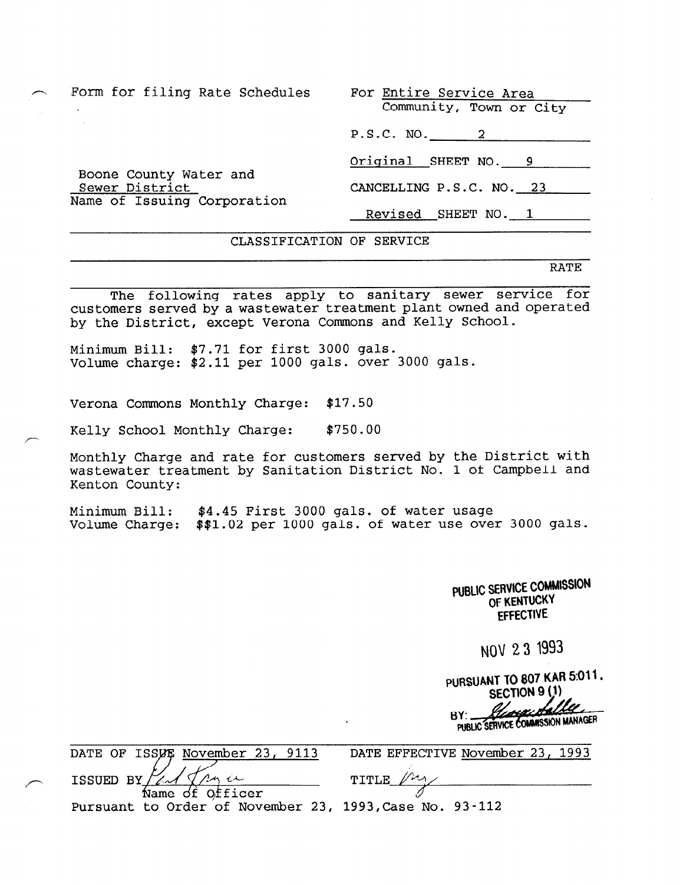Form for filing Rate Schedules

For Entire Service Area
Community, Town or City

P.S.C. NO. 2

Original SHEET NO. 9

Boone County Water and Sewer District
Name of Issuing Corporation

CANCELLING P.S.C. NO. 23

Revised SHEET NO. 1

CLASSIFICATION OF SERVICE

RATE

The following rates apply to sanitary sewer service for customers served by a wastewater treatment plant owned and operated by the District, except Verona Commons and Kelly School.

Minimum Bill: $7.71 for first 3000 gals.
Volume charge: $2.11 per 1000 gals. over 3000 gals.

Verona Commons Monthly Charge: $17.50

Kelly School Monthly Charge: $750.00

Monthly Charge and rate for customers served by the District with wastewater treatment by Sanitation District No. 1 of Campbell and Kenton County:

Minimum Bill: $4.45 First 3000 gals. of water usage
Volume Charge: $$1.02 per 1000 gals. of water use over 3000 gals.

PUBLIC SERVICE COMMISSION
OF KENTUCKY
EFFECTIVE

NOV 23 1993

PURSUANT TO 807 KAR 5:011,
SECTION 9 (1)
BY: [signature]
PUBLIC SERVICE COMMISSION MANAGER

DATE OF ISSUE November 23, 9113

DATE EFFECTIVE November 23, 1993

ISSUED BY [signature]
Name of Officer

TITLE [signature]

Pursuant to Order of November 23, 1993, Case No. 93-112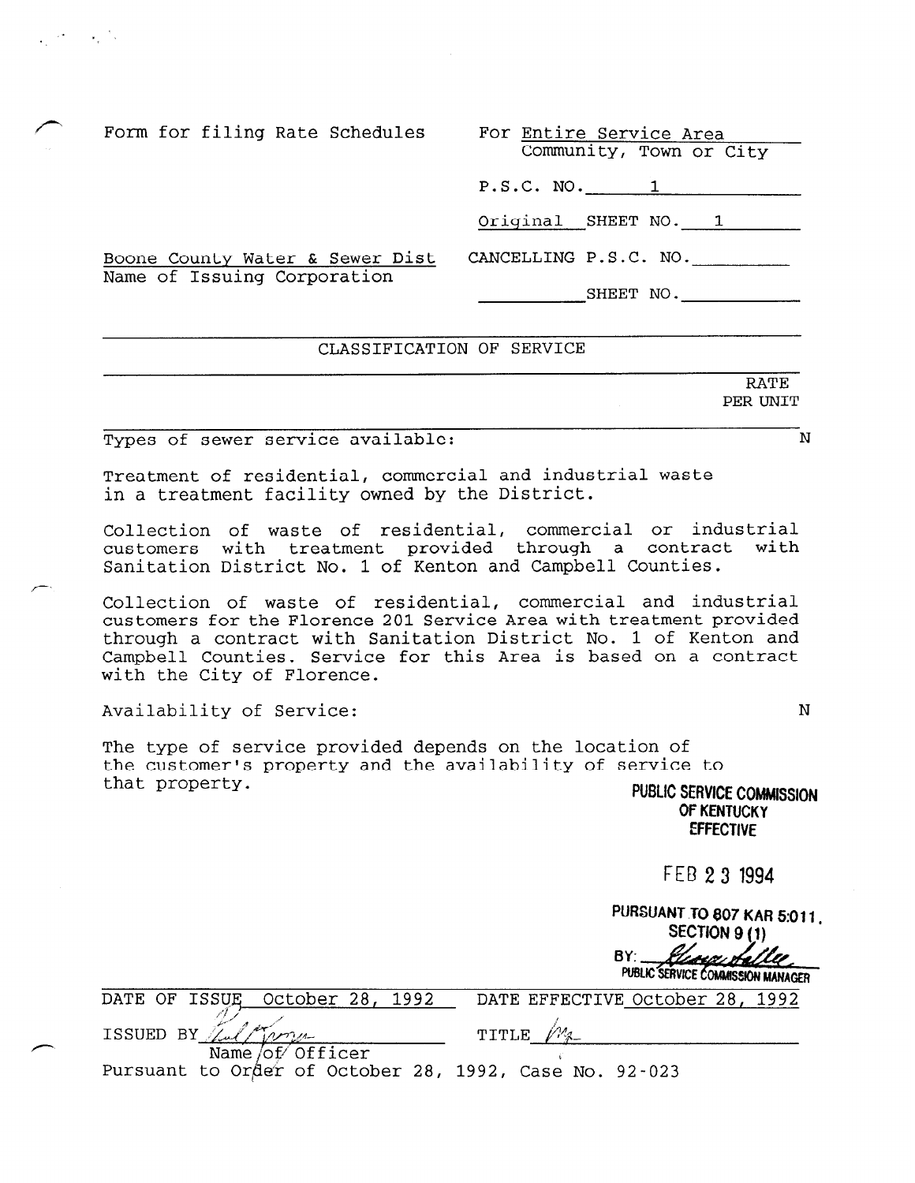Form for filing Rate Schedules

For Entire Service Area
Community, Town or City

P.S.C. NO. 1

Original SHEET NO. 1

Boone County Water & Sewer Dist
Name of Issuing Corporation

CANCELLING P.S.C. NO. ______

______ SHEET NO. ______

CLASSIFICATION OF SERVICE

RATE PER UNIT

Types of sewer service available: N

Treatment of residential, commercial and industrial waste in a treatment facility owned by the District.

Collection of waste of residential, commercial or industrial customers with treatment provided through a contract with Sanitation District No. 1 of Kenton and Campbell Counties.

Collection of waste of residential, commercial and industrial customers for the Florence 201 Service Area with treatment provided through a contract with Sanitation District No. 1 of Kenton and Campbell Counties. Service for this Area is based on a contract with the City of Florence.

Availability of Service: N

The type of service provided depends on the location of the customer's property and the availability of service to that property.

PUBLIC SERVICE COMMISSION
OF KENTUCKY
EFFECTIVE

FEB 23 1994

PURSUANT TO 807 KAR 5:011,
SECTION 9 (1)
BY: [signature]
PUBLIC SERVICE COMMISSION MANAGER

DATE OF ISSUE October 28, 1992 DATE EFFECTIVE October 28, 1992

ISSUED BY [signature] TITLE [signature]
Name of Officer

Pursuant to Order of October 28, 1992, Case No. 92-023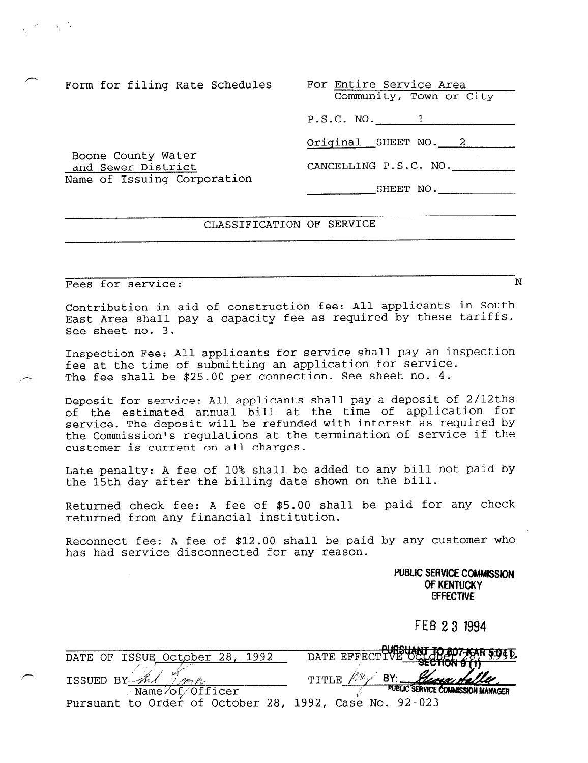Form for filing Rate Schedules

For Entire Service Area
Community, Town or City

P.S.C. NO. 1

Original SHEET NO. 2

Boone County Water and Sewer District
Name of Issuing Corporation

CANCELLING P.S.C. NO. ______

______ SHEET NO. ______

## CLASSIFICATION OF SERVICE

Fees for service: N

Contribution in aid of construction fee: All applicants in South East Area shall pay a capacity fee as required by these tariffs. See sheet no. 3.

Inspection Fee: All applicants for service shall pay an inspection fee at the time of submitting an application for service. The fee shall be $25.00 per connection. See sheet no. 4.

Deposit for service: All applicants shall pay a deposit of 2/12ths of the estimated annual bill at the time of application for service. The deposit will be refunded with interest as required by the Commission's regulations at the termination of service if the customer is current on all charges.

Late penalty: A fee of 10% shall be added to any bill not paid by the 15th day after the billing date shown on the bill.

Returned check fee: A fee of $5.00 shall be paid for any check returned from any financial institution.

Reconnect fee: A fee of $12.00 shall be paid by any customer who has had service disconnected for any reason.

PUBLIC SERVICE COMMISSION
OF KENTUCKY
EFFECTIVE

FEB 23 1994

PURSUANT TO 807 KAR 5:011,
SECTION 9 (1)
BY: [signature]
PUBLIC SERVICE COMMISSION MANAGER

DATE OF ISSUE October 28, 1992 DATE EFFECTIVE October 28, 1992

ISSUED BY [signature] TITLE [signature]
Name of Officer

Pursuant to Order of October 28, 1992, Case No. 92-023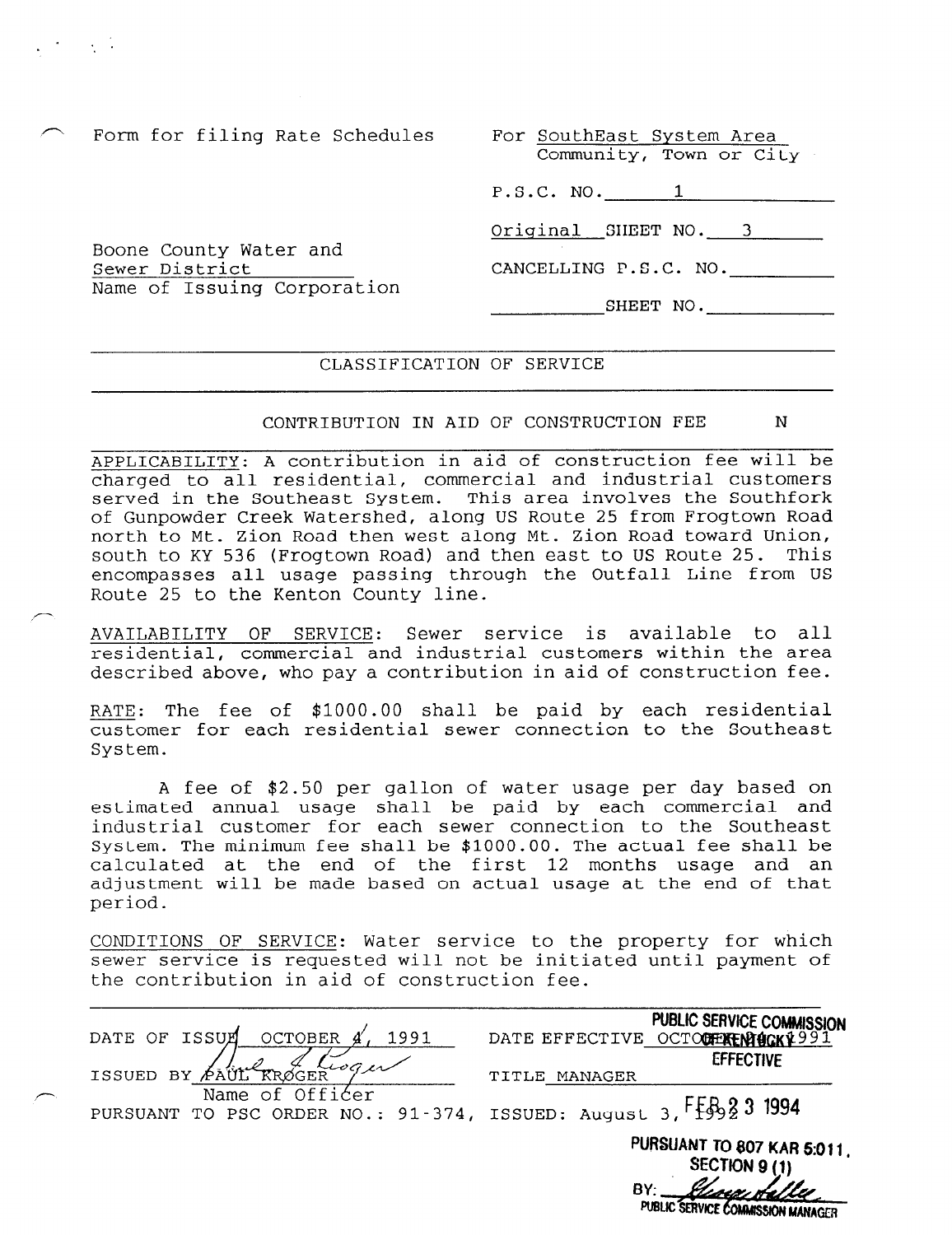Form for filing Rate Schedules

For SouthEast System Area
Community, Town or City

P.S.C. NO. 1

Original SHEET NO. 3

Boone County Water and Sewer District
Name of Issuing Corporation

CANCELLING P.S.C. NO. ________

________ SHEET NO. ________

---

CLASSIFICATION OF SERVICE

---

CONTRIBUTION IN AID OF CONSTRUCTION FEE N

APPLICABILITY: A contribution in aid of construction fee will be charged to all residential, commercial and industrial customers served in the Southeast System. This area involves the Southfork of Gunpowder Creek Watershed, along US Route 25 from Frogtown Road north to Mt. Zion Road then west along Mt. Zion Road toward Union, south to KY 536 (Frogtown Road) and then east to US Route 25. This encompasses all usage passing through the Outfall Line from US Route 25 to the Kenton County line.

AVAILABILITY OF SERVICE: Sewer service is available to all residential, commercial and industrial customers within the area described above, who pay a contribution in aid of construction fee.

RATE: The fee of $1000.00 shall be paid by each residential customer for each residential sewer connection to the Southeast System.

A fee of $2.50 per gallon of water usage per day based on estimated annual usage shall be paid by each commercial and industrial customer for each sewer connection to the Southeast System. The minimum fee shall be $1000.00. The actual fee shall be calculated at the end of the first 12 months usage and an adjustment will be made based on actual usage at the end of that period.

CONDITIONS OF SERVICE: Water service to the property for which sewer service is requested will not be initiated until payment of the contribution in aid of construction fee.

---

DATE OF ISSUE OCTOBER 4, 1991

DATE EFFECTIVE OCTOBER 4, 1991

ISSUED BY PAUL KROGER
Name of Officer

TITLE MANAGER

PURSUANT TO PSC ORDER NO.: 91-374, ISSUED: August 3, 1992

PUBLIC SERVICE COMMISSION
OF KENTUCKY
EFFECTIVE

FEB 23 1994

PURSUANT TO 807 KAR 5:011,
SECTION 9 (1)
BY: [signature]
PUBLIC SERVICE COMMISSION MANAGER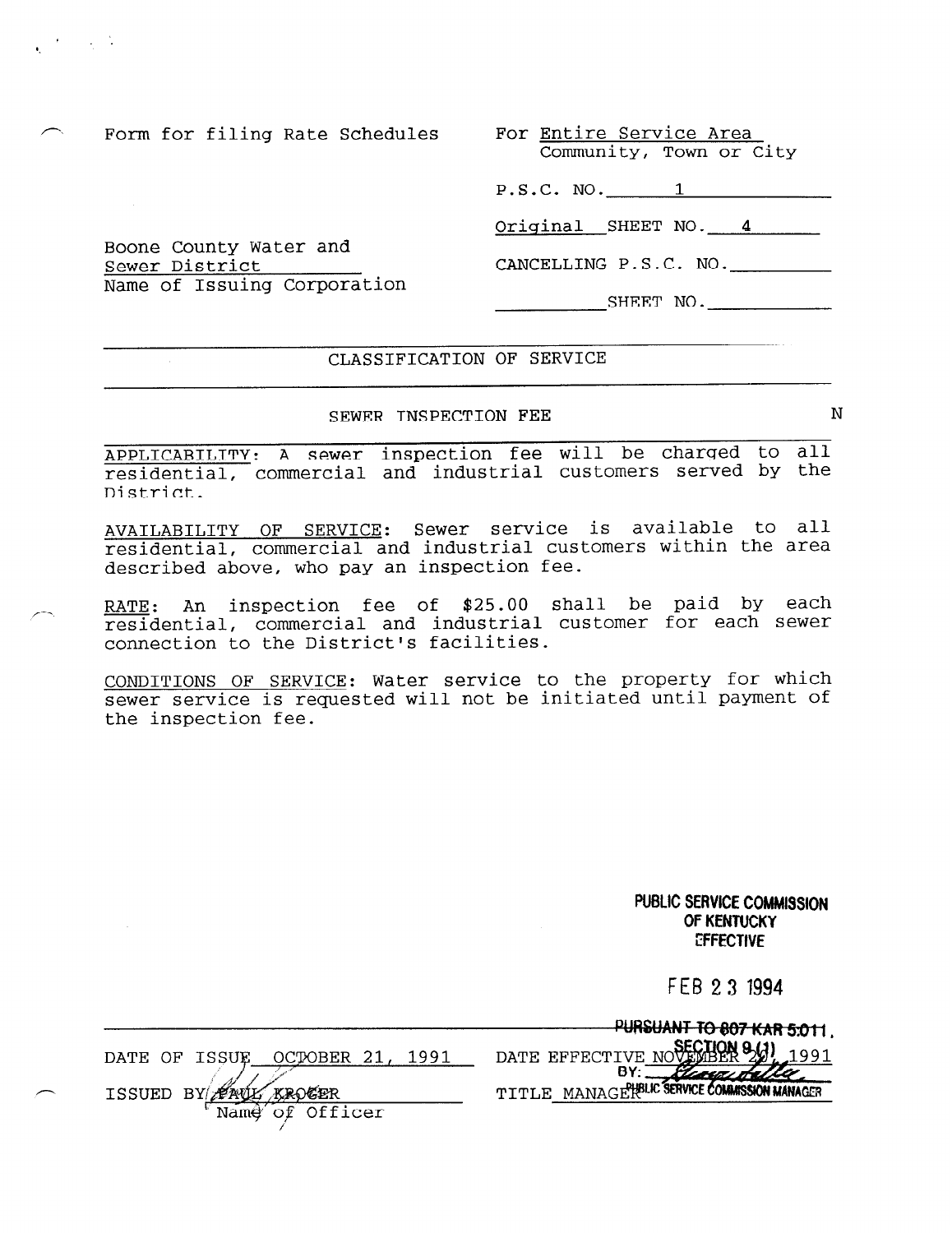Form for filing Rate Schedules

For Entire Service Area
Community, Town or City

P.S.C. NO. 1

Original SHEET NO. 4

Boone County Water and Sewer District
Name of Issuing Corporation

CANCELLING P.S.C. NO. ______

______ SHEET NO. ______

---

## CLASSIFICATION OF SERVICE

---

### SEWER INSPECTION FEE

N

APPLICABILITY: A sewer inspection fee will be charged to all residential, commercial and industrial customers served by the District.

AVAILABILITY OF SERVICE: Sewer service is available to all residential, commercial and industrial customers within the area described above, who pay an inspection fee.

RATE: An inspection fee of $25.00 shall be paid by each residential, commercial and industrial customer for each sewer connection to the District's facilities.

CONDITIONS OF SERVICE: Water service to the property for which sewer service is requested will not be initiated until payment of the inspection fee.

PUBLIC SERVICE COMMISSION
OF KENTUCKY
EFFECTIVE

FEB 23 1994

PURSUANT TO 807 KAR 5:011,
SECTION 9 (1)
BY: [signature]
PUBLIC SERVICE COMMISSION MANAGER

DATE OF ISSUE OCTOBER 21, 1991

DATE EFFECTIVE NOVEMBER 20, 1991

ISSUED BY PAUL KROGER
Name of Officer

TITLE MANAGER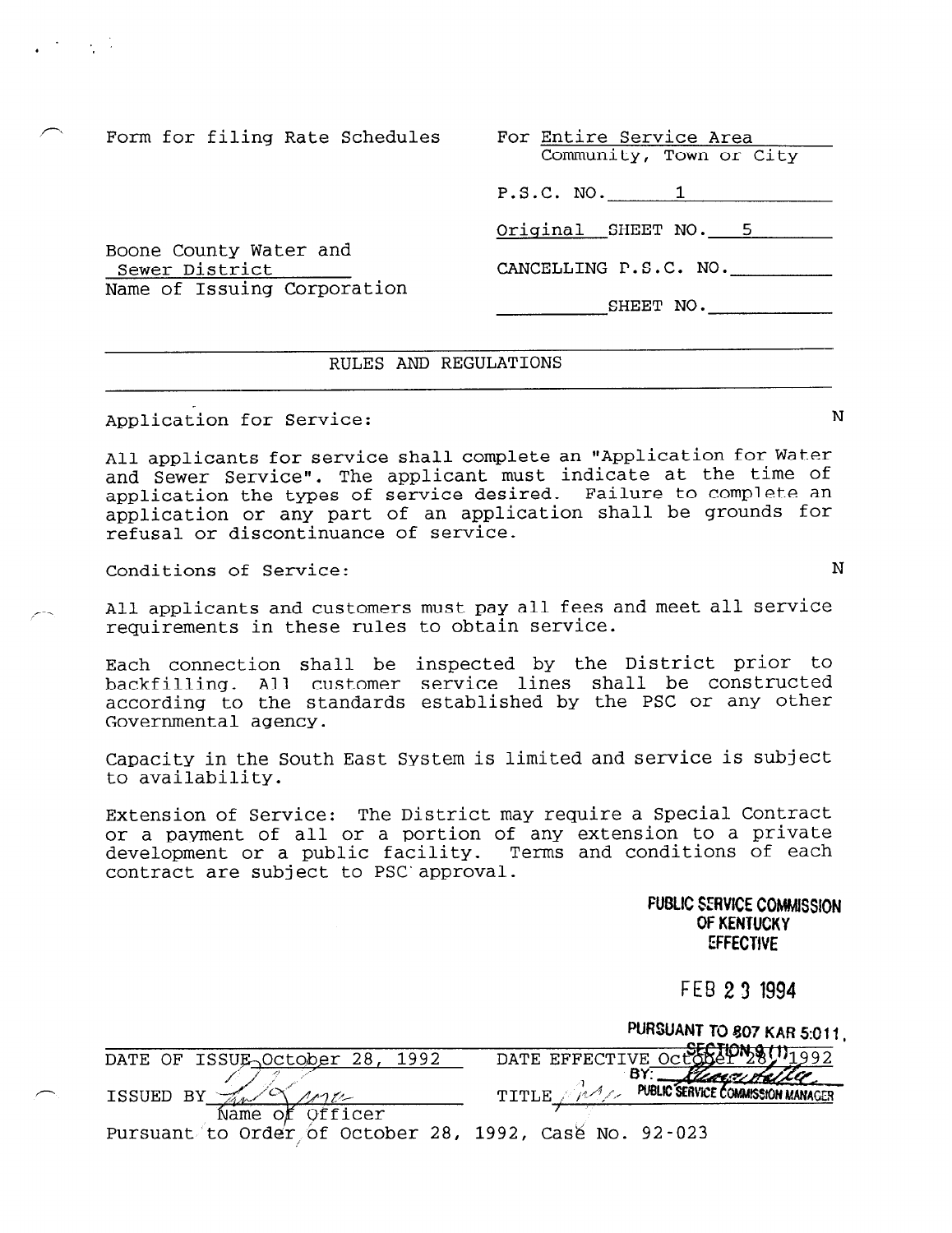Form for filing Rate Schedules

For Entire Service Area
Community, Town or City

P.S.C. NO. 1

Original SHEET NO. 5

Boone County Water and Sewer District
Name of Issuing Corporation

CANCELLING P.S.C. NO.

SHEET NO.

## RULES AND REGULATIONS

Application for Service: N

All applicants for service shall complete an "Application for Water and Sewer Service". The applicant must indicate at the time of application the types of service desired. Failure to complete an application or any part of an application shall be grounds for refusal or discontinuance of service.

Conditions of Service: N

All applicants and customers must pay all fees and meet all service requirements in these rules to obtain service.

Each connection shall be inspected by the District prior to backfilling. All customer service lines shall be constructed according to the standards established by the PSC or any other Governmental agency.

Capacity in the South East System is limited and service is subject to availability.

Extension of Service: The District may require a Special Contract or a payment of all or a portion of any extension to a private development or a public facility. Terms and conditions of each contract are subject to PSC approval.

PUBLIC SERVICE COMMISSION OF KENTUCKY EFFECTIVE

FEB 23 1994

PURSUANT TO 807 KAR 5:011, SECTION 9 (1)
BY: [signature]
PUBLIC SERVICE COMMISSION MANAGER

DATE OF ISSUE October 28, 1992

DATE EFFECTIVE October 28, 1992

ISSUED BY [signature]
Name of Officer

TITLE [signature]

Pursuant to Order of October 28, 1992, Case No. 92-023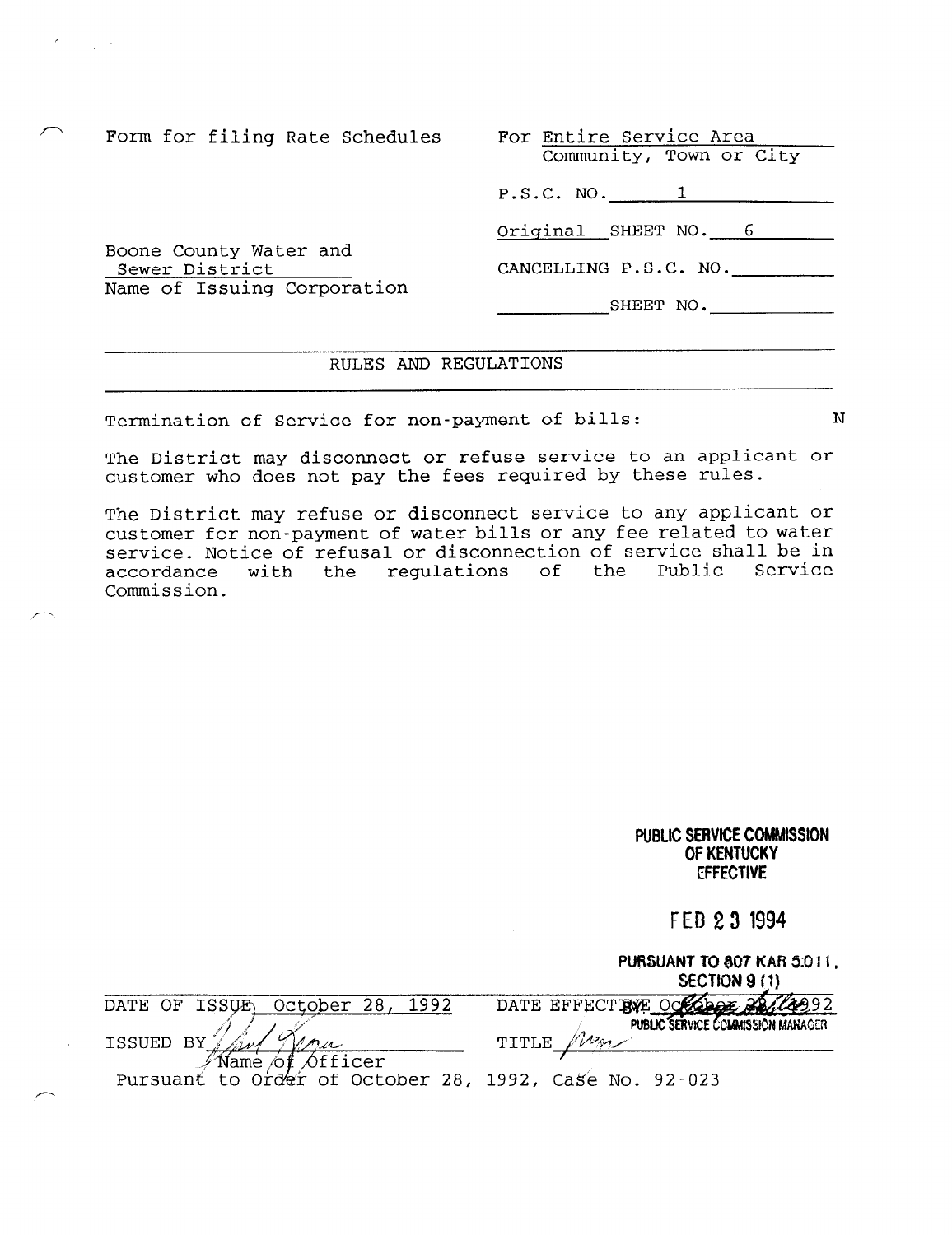| Form for filing Rate Schedules | For Entire Service Area<br>Community, Town or City |
|---|---|
| | P.S.C. NO. 1 |
| | Original SHEET NO. 6 |
| Boone County Water and Sewer District<br>Name of Issuing Corporation | CANCELLING P.S.C. NO. |
| | SHEET NO. |

## RULES AND REGULATIONS

Termination of Service for non-payment of bills: N

The District may disconnect or refuse service to an applicant or customer who does not pay the fees required by these rules.

The District may refuse or disconnect service to any applicant or customer for non-payment of water bills or any fee related to water service. Notice of refusal or disconnection of service shall be in accordance with the regulations of the Public Service Commission.

PUBLIC SERVICE COMMISSION
OF KENTUCKY
EFFECTIVE

FEB 23 1994

PURSUANT TO 807 KAR 5:011,
SECTION 9 (1)

| DATE OF ISSUE October 28, 1992 | DATE EFFECTIVE October 28, 1992 |
|---|---|
| ISSUED BY<br>Name of Officer | TITLE<br>PUBLIC SERVICE COMMISSION MANAGER |

Pursuant to Order of October 28, 1992, Case No. 92-023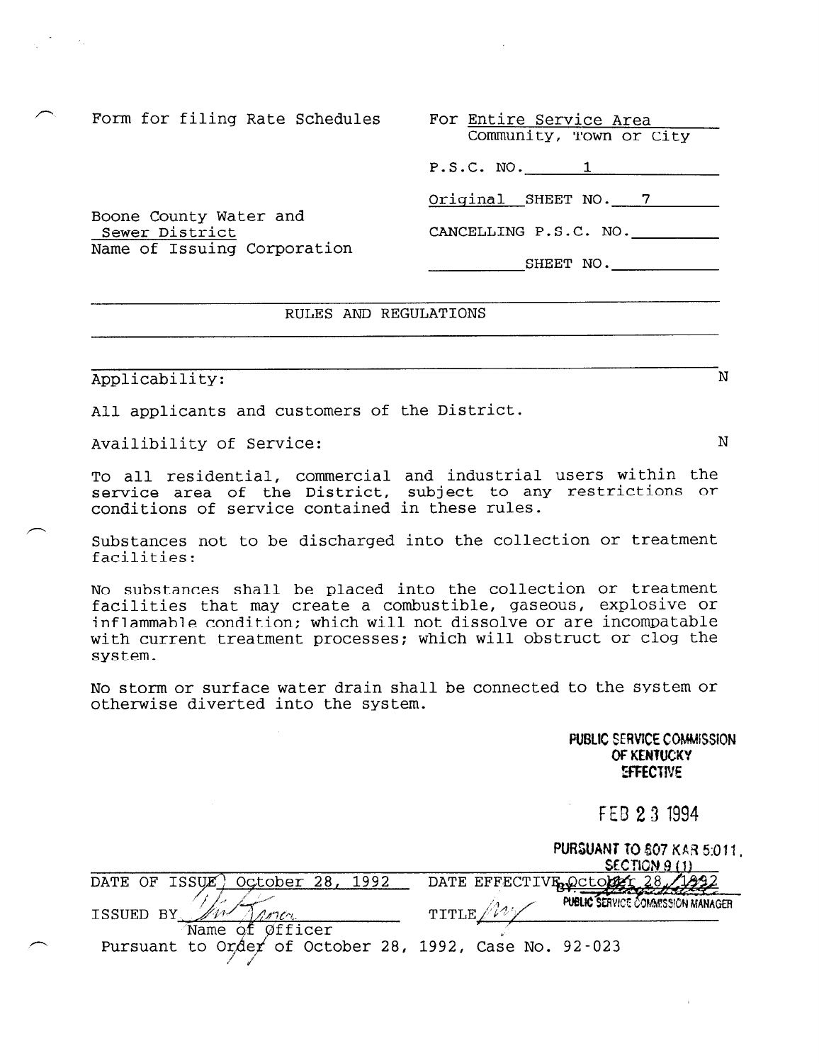Form for filing Rate Schedules

Boone County Water and Sewer District
Name of Issuing Corporation

For Entire Service Area
Community, Town or City

P.S.C. NO. 1

Original SHEET NO. 7

CANCELLING P.S.C. NO. ______

______ SHEET NO. ______

## RULES AND REGULATIONS

**Applicability:** N

All applicants and customers of the District.

**Availibility of Service:** N

To all residential, commercial and industrial users within the service area of the District, subject to any restrictions or conditions of service contained in these rules.

**Substances not to be discharged into the collection or treatment facilities:**

No substances shall be placed into the collection or treatment facilities that may create a combustible, gaseous, explosive or inflammable condition; which will not dissolve or are incompatable with current treatment processes; which will obstruct or clog the system.

No storm or surface water drain shall be connected to the system or otherwise diverted into the system.

PUBLIC SERVICE COMMISSION
OF KENTUCKY
EFFECTIVE

FEB 23 1994

PURSUANT TO 807 KAR 5:011,
SECTION 9 (1)
BY: [signature]
PUBLIC SERVICE COMMISSION MANAGER

DATE OF ISSUE October 28, 1992    DATE EFFECTIVE October 28, 1992

ISSUED BY [signature]    TITLE [illegible]
Name of Officer

Pursuant to Order of October 28, 1992, Case No. 92-023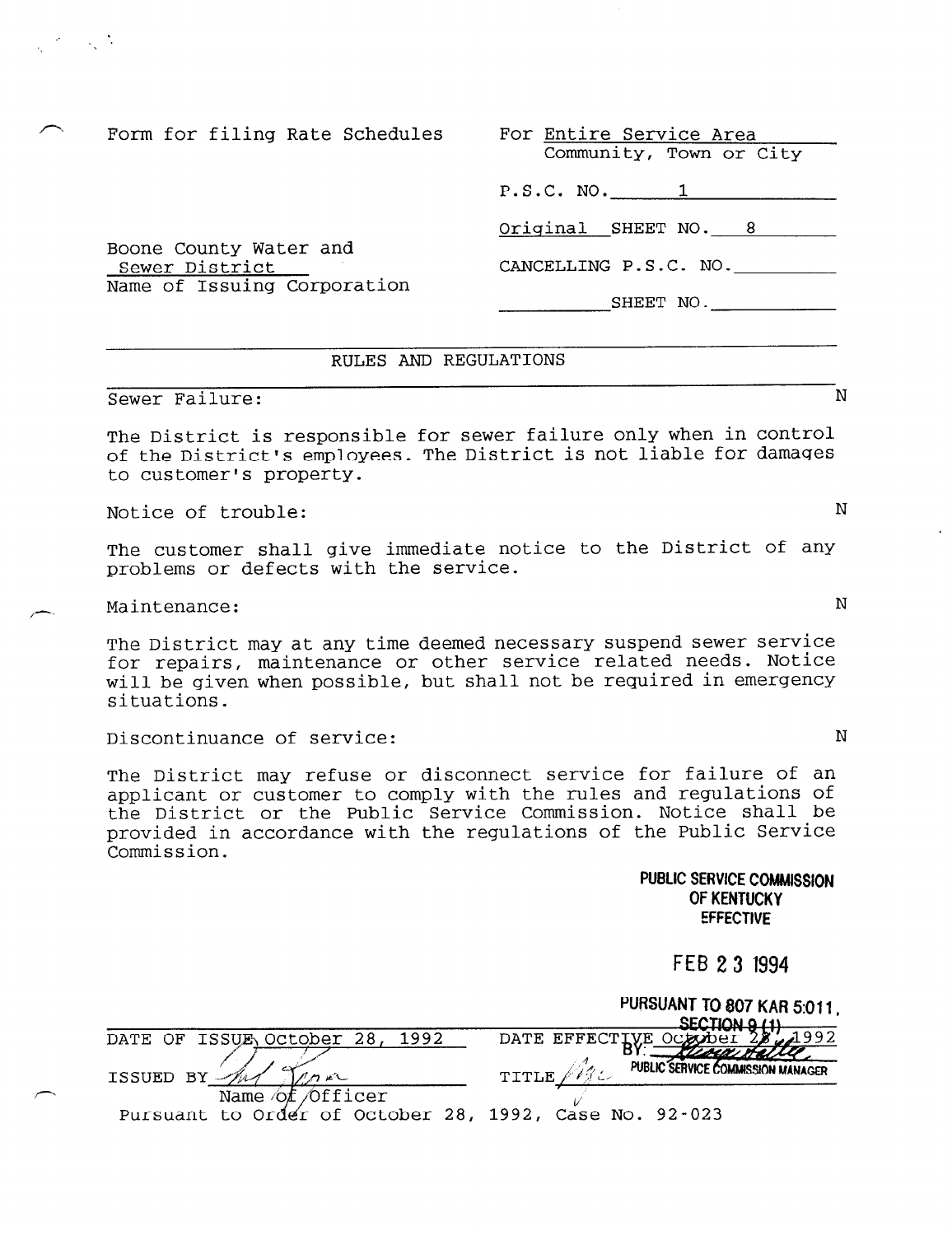Form for filing Rate Schedules

For Entire Service Area
Community, Town or City

P.S.C. NO. 1

Original SHEET NO. 8

Boone County Water and Sewer District
Name of Issuing Corporation

CANCELLING P.S.C. NO. ______

______ SHEET NO. ______

## RULES AND REGULATIONS

**Sewer Failure:** N

The District is responsible for sewer failure only when in control of the District's employees. The District is not liable for damages to customer's property.

**Notice of trouble:** N

The customer shall give immediate notice to the District of any problems or defects with the service.

**Maintenance:** N

The District may at any time deemed necessary suspend sewer service for repairs, maintenance or other service related needs. Notice will be given when possible, but shall not be required in emergency situations.

**Discontinuance of service:** N

The District may refuse or disconnect service for failure of an applicant or customer to comply with the rules and regulations of the District or the Public Service Commission. Notice shall be provided in accordance with the regulations of the Public Service Commission.

PUBLIC SERVICE COMMISSION
OF KENTUCKY
EFFECTIVE

FEB 23 1994

PURSUANT TO 807 KAR 5:011,
SECTION 9 (1)
BY: [signature]
PUBLIC SERVICE COMMISSION MANAGER

DATE OF ISSUE October 28, 1992 DATE EFFECTIVE October 28, 1992

ISSUED BY [signature] TITLE [signature]
Name of Officer

Pursuant to Order of October 28, 1992, Case No. 92-023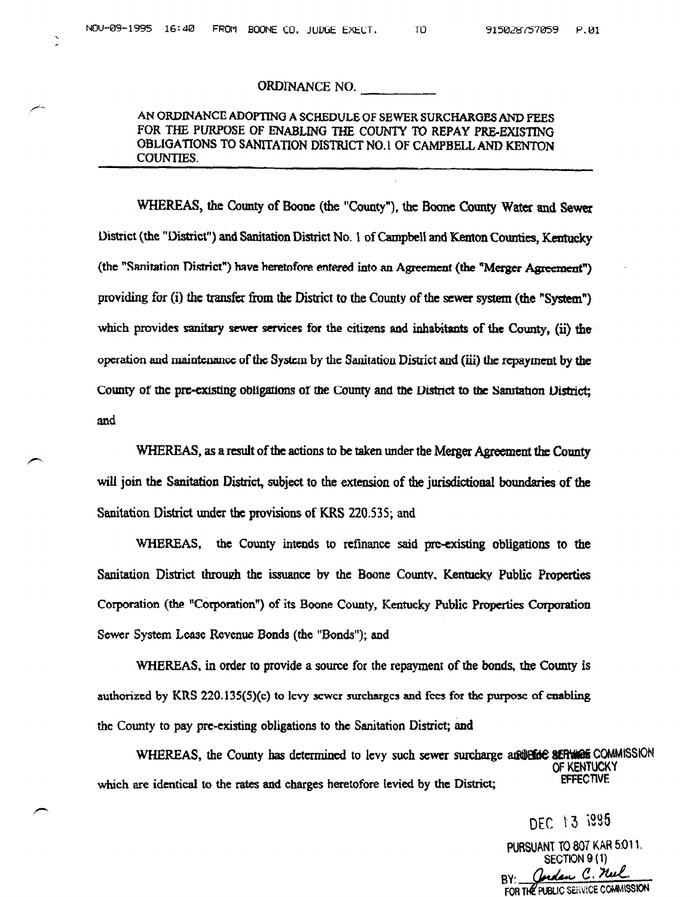ORDINANCE NO. __________

AN ORDINANCE ADOPTING A SCHEDULE OF SEWER SURCHARGES AND FEES FOR THE PURPOSE OF ENABLING THE COUNTY TO REPAY PRE-EXISTING OBLIGATIONS TO SANITATION DISTRICT NO.1 OF CAMPBELL AND KENTON COUNTIES.

---

WHEREAS, the County of Boone (the "County"), the Boone County Water and Sewer District (the "District") and Sanitation District No. 1 of Campbell and Kenton Counties, Kentucky (the "Sanitation District") have heretofore entered into an Agreement (the "Merger Agreement") providing for (i) the transfer from the District to the County of the sewer system (the "System") which provides sanitary sewer services for the citizens and inhabitants of the County, (ii) the operation and maintenance of the System by the Sanitation District and (iii) the repayment by the County of the pre-existing obligations of the County and the District to the Sanitation District; and

WHEREAS, as a result of the actions to be taken under the Merger Agreement the County will join the Sanitation District, subject to the extension of the jurisdictional boundaries of the Sanitation District under the provisions of KRS 220.535; and

WHEREAS, the County intends to refinance said pre-existing obligations to the Sanitation District through the issuance by the Boone County, Kentucky Public Properties Corporation (the "Corporation") of its Boone County, Kentucky Public Properties Corporation Sewer System Lease Revenue Bonds (the "Bonds"); and

WHEREAS, in order to provide a source for the repayment of the bonds, the County is authorized by KRS 220.135(5)(c) to levy sewer surcharges and fees for the purpose of enabling the County to pay pre-existing obligations to the Sanitation District; and

WHEREAS, the County has determined to levy such sewer surcharge and fees which are identical to the rates and charges heretofore levied by the District;

PUBLIC SERVICE COMMISSION OF KENTUCKY EFFECTIVE

DEC 13 1995

PURSUANT TO 807 KAR 5:011, SECTION 9 (1)

BY: Jordan C. Neel

FOR THE PUBLIC SERVICE COMMISSION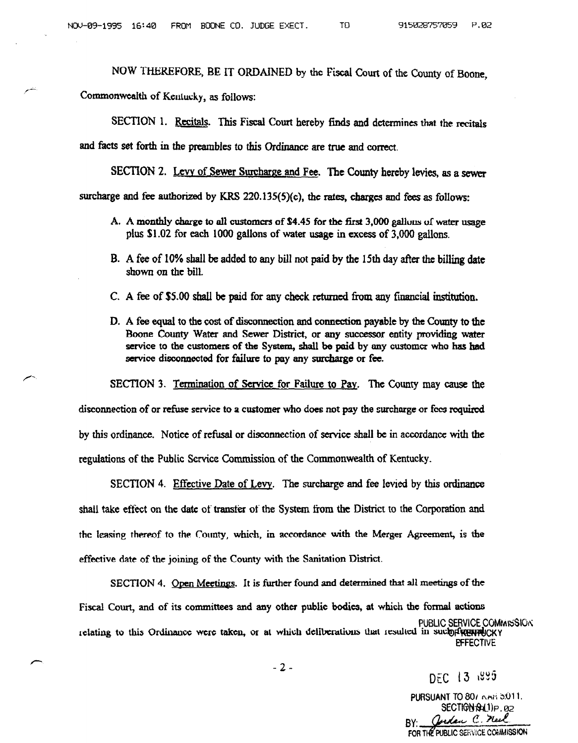NOW THEREFORE, BE IT ORDAINED by the Fiscal Court of the County of Boone, Commonwealth of Kentucky, as follows:

SECTION 1. Recitals. This Fiscal Court hereby finds and determines that the recitals and facts set forth in the preambles to this Ordinance are true and correct.

SECTION 2. Levy of Sewer Surcharge and Fee. The County hereby levies, as a sewer surcharge and fee authorized by KRS 220.135(5)(c), the rates, charges and fees as follows:

A. A monthly charge to all customers of $4.45 for the first 3,000 gallons of water usage plus $1.02 for each 1000 gallons of water usage in excess of 3,000 gallons.

B. A fee of 10% shall be added to any bill not paid by the 15th day after the billing date shown on the bill.

C. A fee of $5.00 shall be paid for any check returned from any financial institution.

D. A fee equal to the cost of disconnection and connection payable by the County to the Boone County Water and Sewer District, or any successor entity providing water service to the customers of the System, shall be paid by any customer who has had service disconnected for failure to pay any surcharge or fee.

SECTION 3. Termination of Service for Failure to Pay. The County may cause the disconnection of or refuse service to a customer who does not pay the surcharge or fees required by this ordinance. Notice of refusal or disconnection of service shall be in accordance with the regulations of the Public Service Commission of the Commonwealth of Kentucky.

SECTION 4. Effective Date of Levy. The surcharge and fee levied by this ordinance shall take effect on the date of transfer of the System from the District to the Corporation and the leasing thereof to the County, which, in accordance with the Merger Agreement, is the effective date of the joining of the County with the Sanitation District.

SECTION 4. Open Meetings. It is further found and determined that all meetings of the Fiscal Court, and of its committees and any other public bodies, at which the formal actions relating to this Ordinance were taken, or at which deliberations that resulted in such formal

PUBLIC SERVICE COMMISSION OF KENTUCKY
EFFECTIVE

DEC 13 1995

PURSUANT TO 807 KAR 5:011,
SECTION 9(1)
BY: Jordan C. Neel
FOR THE PUBLIC SERVICE COMMISSION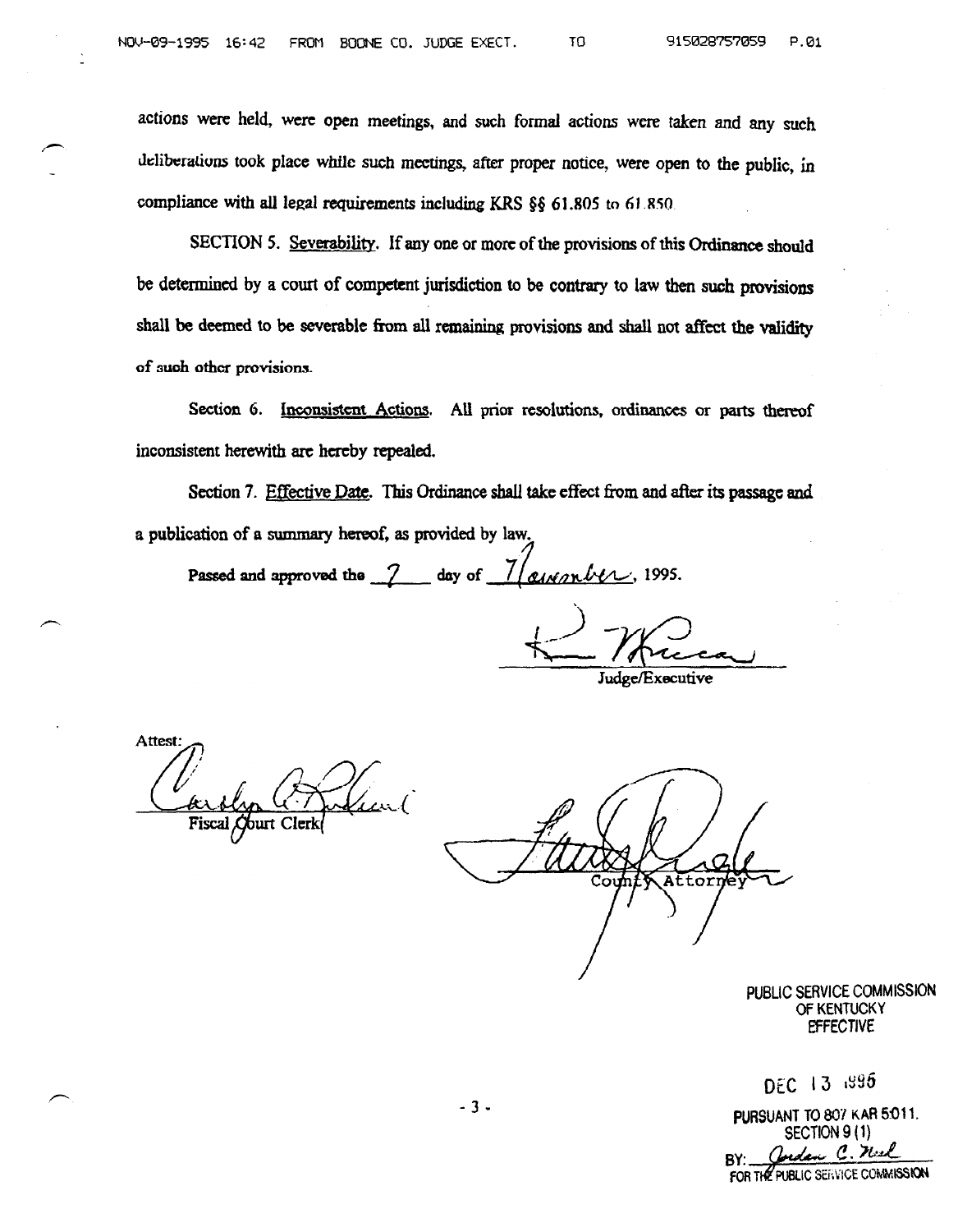actions were held, were open meetings, and such formal actions were taken and any such deliberations took place while such meetings, after proper notice, were open to the public, in compliance with all legal requirements including KRS §§ 61.805 to 61.850.

SECTION 5. Severability. If any one or more of the provisions of this Ordinance should be determined by a court of competent jurisdiction to be contrary to law then such provisions shall be deemed to be severable from all remaining provisions and shall not affect the validity of such other provisions.

Section 6. Inconsistent Actions. All prior resolutions, ordinances or parts thereof inconsistent herewith are hereby repealed.

Section 7. Effective Date. This Ordinance shall take effect from and after its passage and a publication of a summary hereof, as provided by law.

Passed and approved the 7 day of November, 1995.

Judge/Executive

Attest:

Fiscal Court Clerk

County Attorney

PUBLIC SERVICE COMMISSION
OF KENTUCKY
EFFECTIVE

DEC 13 1995

PURSUANT TO 807 KAR 5:011.
SECTION 9 (1)
BY: Jordan C. Neel
FOR THE PUBLIC SERVICE COMMISSION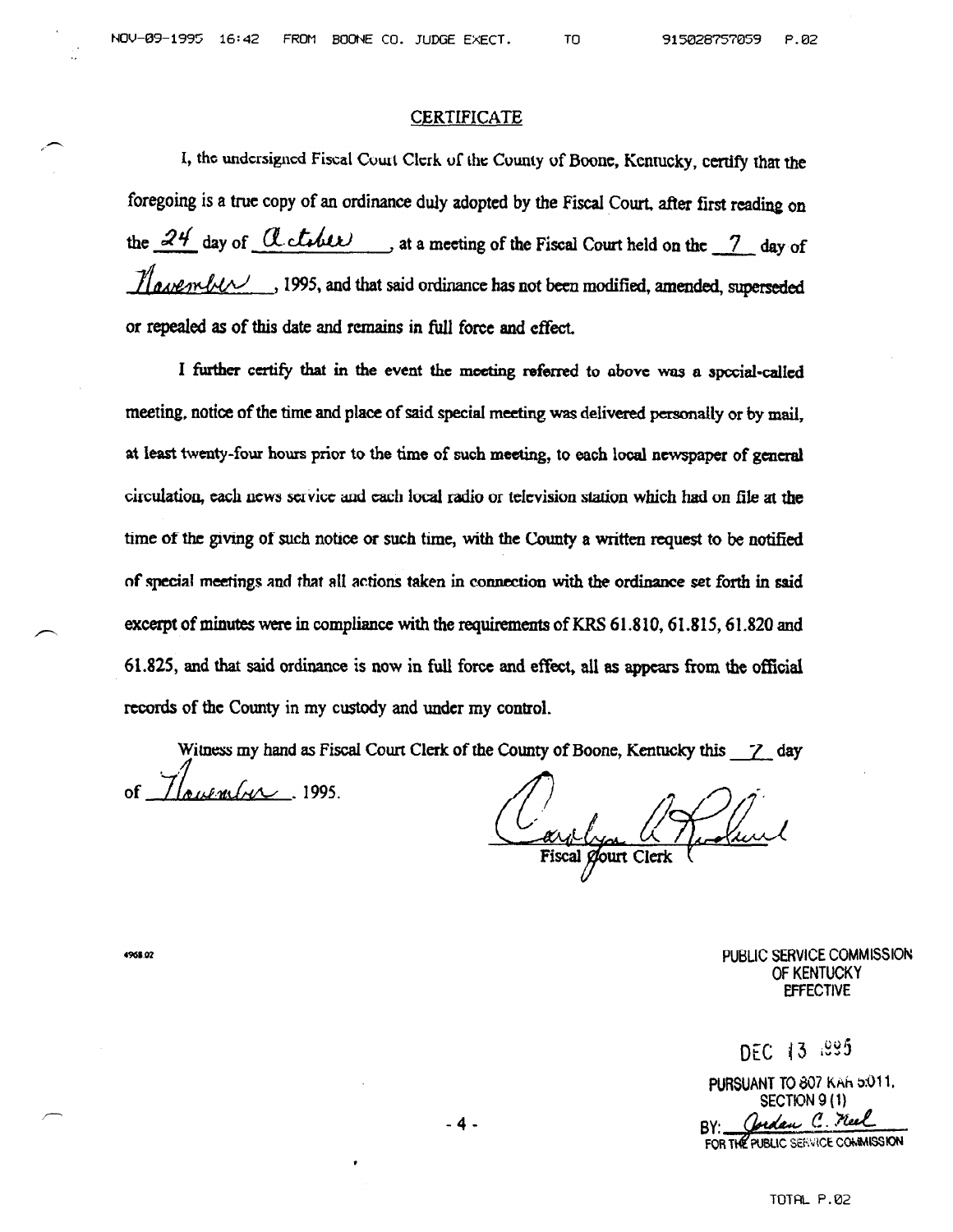## CERTIFICATE

I, the undersigned Fiscal Court Clerk of the County of Boone, Kentucky, certify that the foregoing is a true copy of an ordinance duly adopted by the Fiscal Court, after first reading on the 24 day of October, at a meeting of the Fiscal Court held on the 7 day of November, 1995, and that said ordinance has not been modified, amended, superseded or repealed as of this date and remains in full force and effect.

I further certify that in the event the meeting referred to above was a special-called meeting, notice of the time and place of said special meeting was delivered personally or by mail, at least twenty-four hours prior to the time of such meeting, to each local newspaper of general circulation, each news service and each local radio or television station which had on file at the time of the giving of such notice or such time, with the County a written request to be notified of special meetings and that all actions taken in connection with the ordinance set forth in said excerpt of minutes were in compliance with the requirements of KRS 61.810, 61.815, 61.820 and 61.825, and that said ordinance is now in full force and effect, all as appears from the official records of the County in my custody and under my control.

Witness my hand as Fiscal Court Clerk of the County of Boone, Kentucky this 7 day of November, 1995.

Carolyn A. Rudicel
Fiscal Court Clerk

4968.02

PUBLIC SERVICE COMMISSION
OF KENTUCKY
EFFECTIVE

DEC 13 1995

PURSUANT TO 807 KAR 5:011,
SECTION 9 (1)
BY: Jordan C. Neel
FOR THE PUBLIC SERVICE COMMISSION

TOTAL P.02